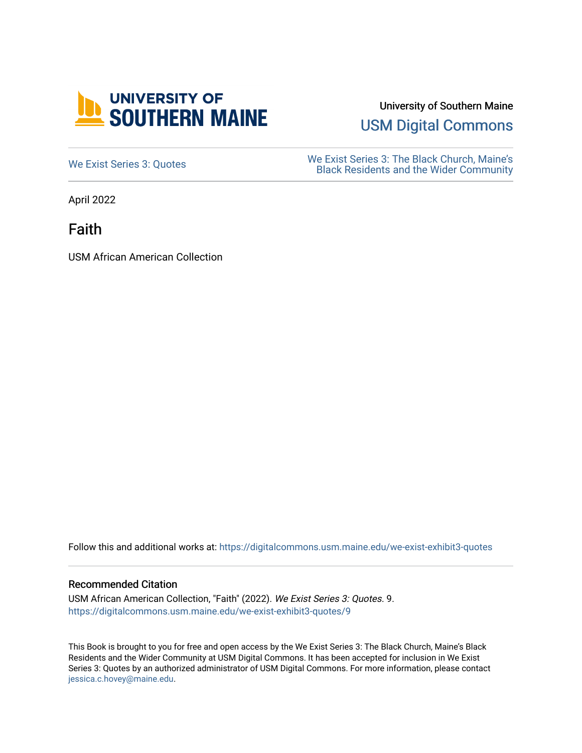University of Southern Maine

USM Digital Commons

We Exist Series 3: Quotes

We Exist Series 3: The Black Church, Maine's Black Residents and the Wider Community

April 2022

# Faith

USM African American Collection

Follow this and additional works at: https://digitalcommons.usm.maine.edu/we-exist-exhibit3-quotes

## Recommended Citation

USM African American Collection, "Faith" (2022). *We Exist Series 3: Quotes*. 9.
https://digitalcommons.usm.maine.edu/we-exist-exhibit3-quotes/9

This Book is brought to you for free and open access by the We Exist Series 3: The Black Church, Maine's Black Residents and the Wider Community at USM Digital Commons. It has been accepted for inclusion in We Exist Series 3: Quotes by an authorized administrator of USM Digital Commons. For more information, please contact jessica.c.hovey@maine.edu.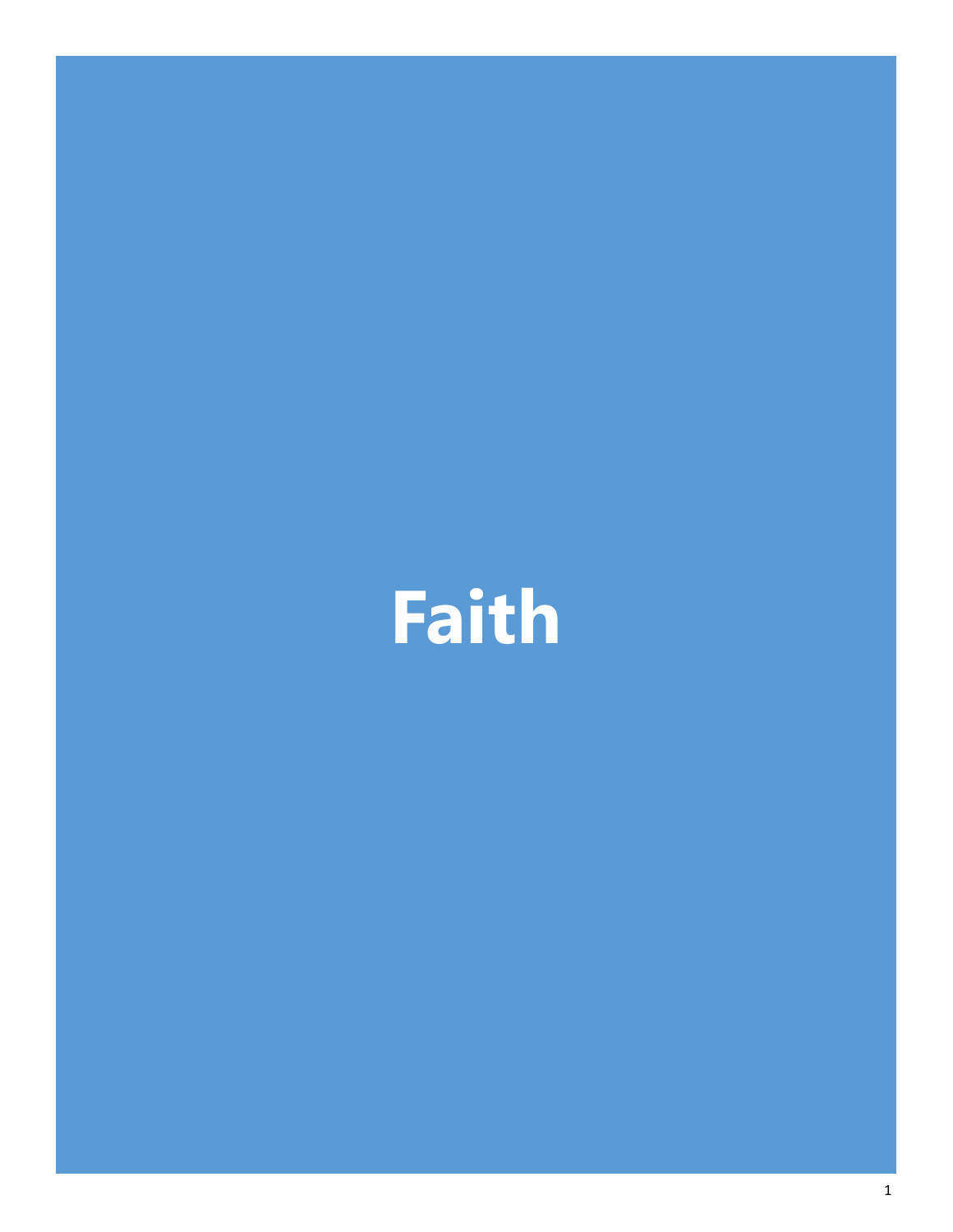# Faith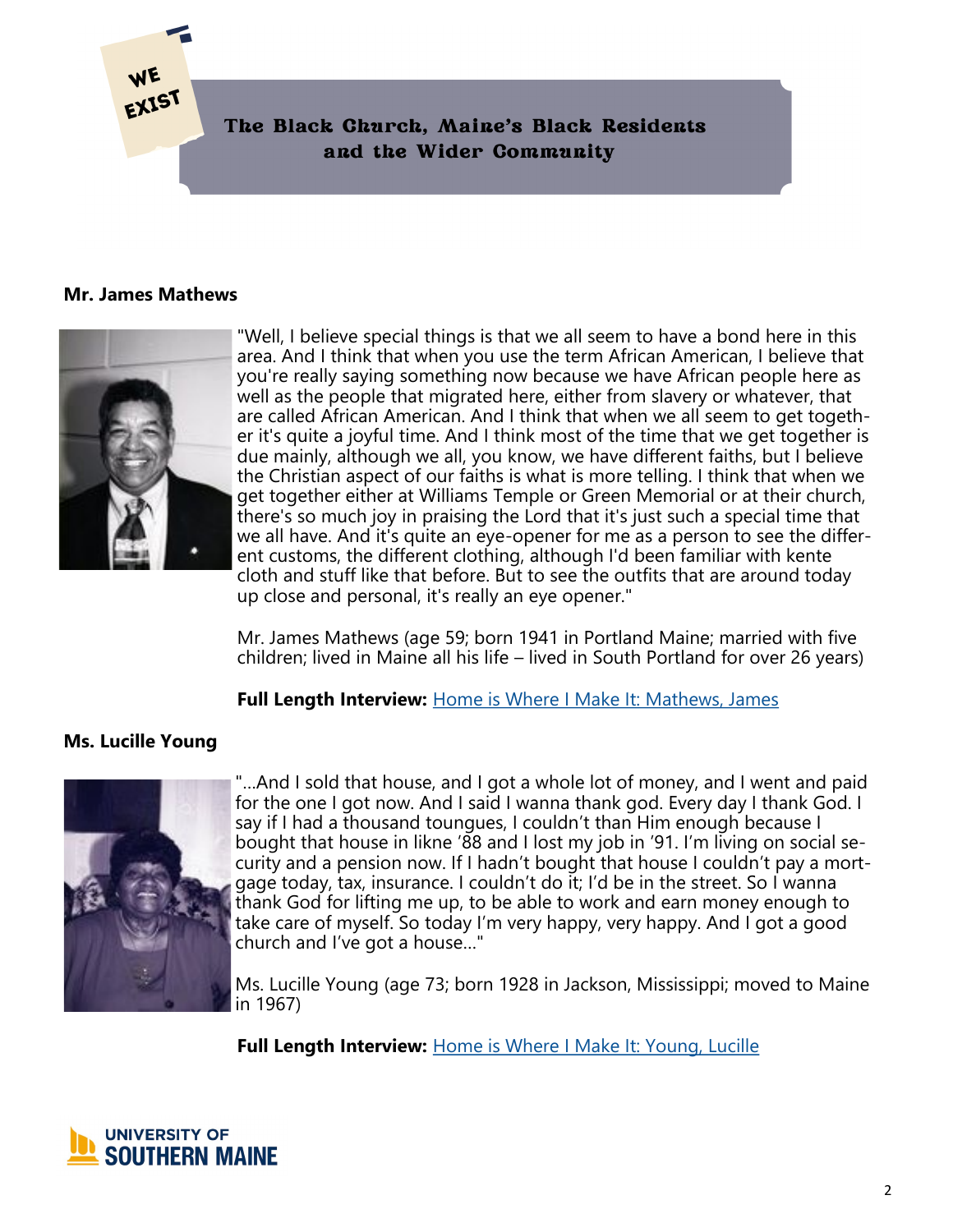WE EXIST

# The Black Church, Maine's Black Residents and the Wider Community

**Mr. James Mathews**

"Well, I believe special things is that we all seem to have a bond here in this area. And I think that when you use the term African American, I believe that you're really saying something now because we have African people here as well as the people that migrated here, either from slavery or whatever, that are called African American. And I think that when we all seem to get together it's quite a joyful time. And I think most of the time that we get together is due mainly, although we all, you know, we have different faiths, but I believe the Christian aspect of our faiths is what is more telling. I think that when we get together either at Williams Temple or Green Memorial or at their church, there's so much joy in praising the Lord that it's just such a special time that we all have. And it's quite an eye-opener for me as a person to see the different customs, the different clothing, although I'd been familiar with kente cloth and stuff like that before. But to see the outfits that are around today up close and personal, it's really an eye opener."

Mr. James Mathews (age 59; born 1941 in Portland Maine; married with five children; lived in Maine all his life – lived in South Portland for over 26 years)

**Full Length Interview:** Home is Where I Make It: Mathews, James

**Ms. Lucille Young**

"...And I sold that house, and I got a whole lot of money, and I went and paid for the one I got now. And I said I wanna thank god. Every day I thank God. I say if I had a thousand toungues, I couldn't than Him enough because I bought that house in likne '88 and I lost my job in '91. I'm living on social security and a pension now. If I hadn't bought that house I couldn't pay a mortgage today, tax, insurance. I couldn't do it; I'd be in the street. So I wanna thank God for lifting me up, to be able to work and earn money enough to take care of myself. So today I'm very happy, very happy. And I got a good church and I've got a house..."

Ms. Lucille Young (age 73; born 1928 in Jackson, Mississippi; moved to Maine in 1967)

**Full Length Interview:** Home is Where I Make It: Young, Lucille

UNIVERSITY OF SOUTHERN MAINE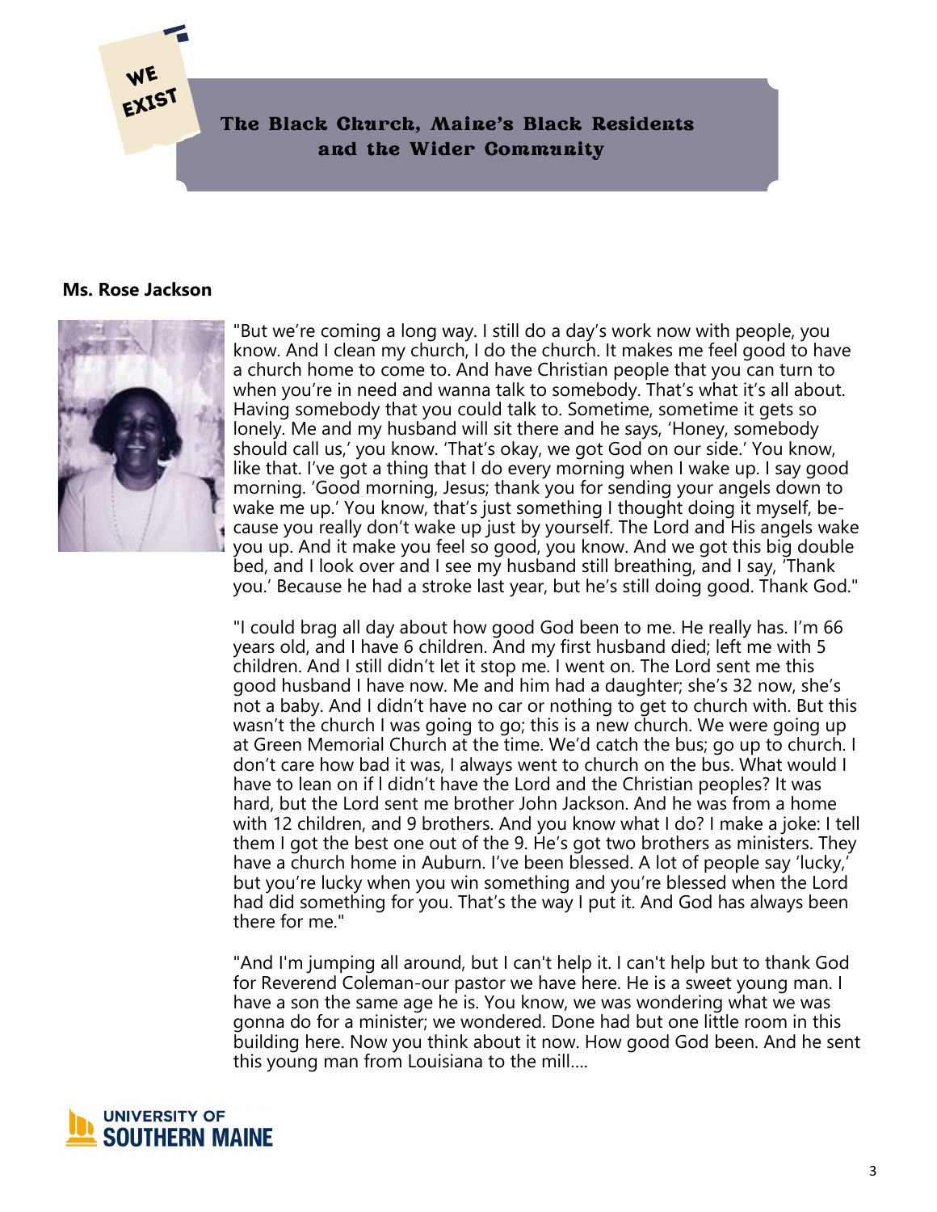## Ms. Rose Jackson

"But we're coming a long way. I still do a day's work now with people, you know. And I clean my church, I do the church. It makes me feel good to have a church home to come to. And have Christian people that you can turn to when you're in need and wanna talk to somebody. That's what it's all about. Having somebody that you could talk to. Sometime, sometime it gets so lonely. Me and my husband will sit there and he says, 'Honey, somebody should call us,' you know. 'That's okay, we got God on our side.' You know, like that. I've got a thing that I do every morning when I wake up. I say good morning. 'Good morning, Jesus; thank you for sending your angels down to wake me up.' You know, that's just something I thought doing it myself, because you really don't wake up just by yourself. The Lord and His angels wake you up. And it make you feel so good, you know. And we got this big double bed, and I look over and I see my husband still breathing, and I say, 'Thank you.' Because he had a stroke last year, but he's still doing good. Thank God."

"I could brag all day about how good God been to me. He really has. I'm 66 years old, and I have 6 children. And my first husband died; left me with 5 children. And I still didn't let it stop me. I went on. The Lord sent me this good husband I have now. Me and him had a daughter; she's 32 now, she's not a baby. And I didn't have no car or nothing to get to church with. But this wasn't the church I was going to go; this is a new church. We were going up at Green Memorial Church at the time. We'd catch the bus; go up to church. I don't care how bad it was, I always went to church on the bus. What would I have to lean on if I didn't have the Lord and the Christian peoples? It was hard, but the Lord sent me brother John Jackson. And he was from a home with 12 children, and 9 brothers. And you know what I do? I make a joke: I tell them I got the best one out of the 9. He's got two brothers as ministers. They have a church home in Auburn. I've been blessed. A lot of people say 'lucky,' but you're lucky when you win something and you're blessed when the Lord had did something for you. That's the way I put it. And God has always been there for me."

"And I'm jumping all around, but I can't help it. I can't help but to thank God for Reverend Coleman-our pastor we have here. He is a sweet young man. I have a son the same age he is. You know, we was wondering what we was gonna do for a minister; we wondered. Done had but one little room in this building here. Now you think about it now. How good God been. And he sent this young man from Louisiana to the mill....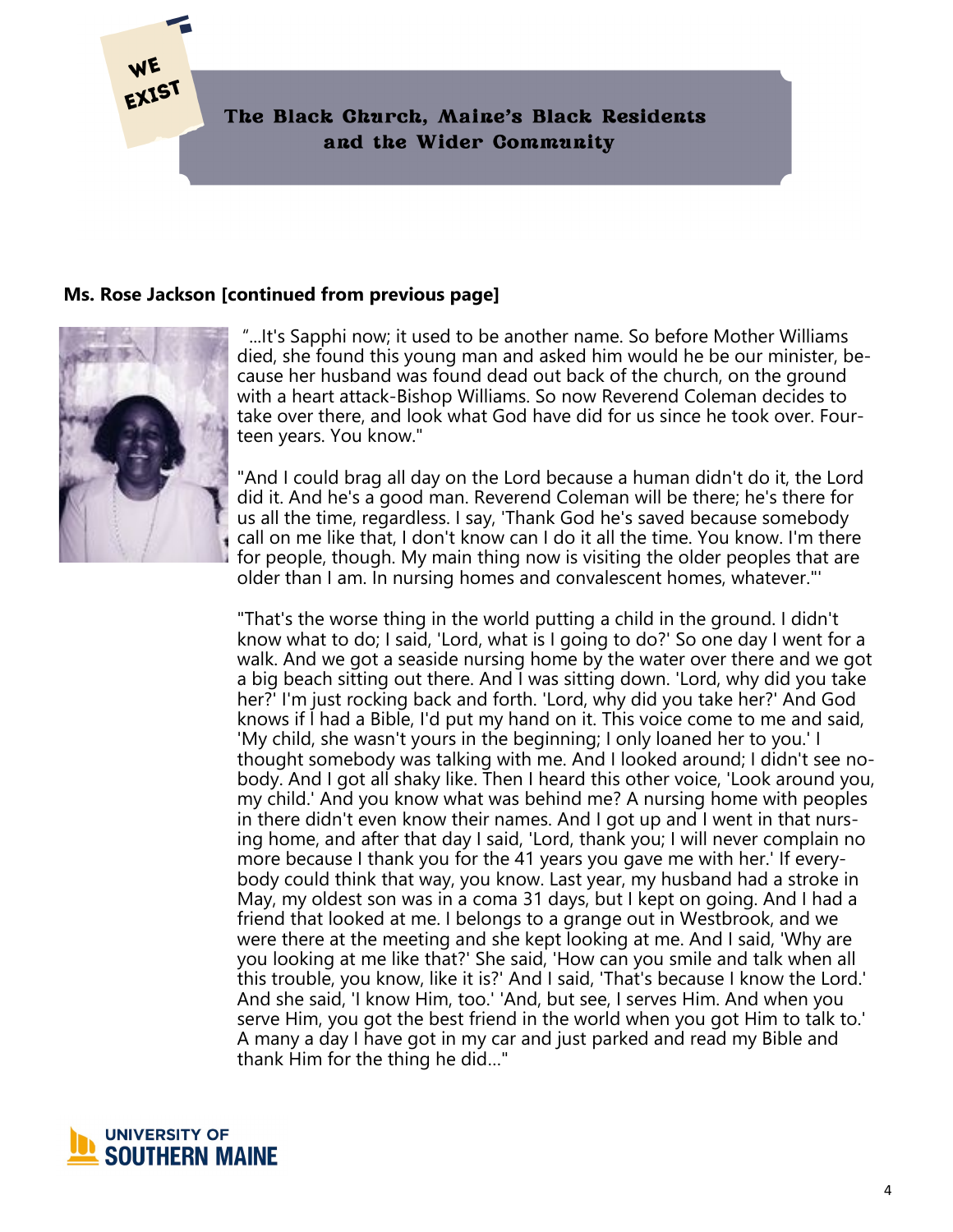## Ms. Rose Jackson [continued from previous page]

"...It's Sapphi now; it used to be another name. So before Mother Williams died, she found this young man and asked him would he be our minister, because her husband was found dead out back of the church, on the ground with a heart attack-Bishop Williams. So now Reverend Coleman decides to take over there, and look what God have did for us since he took over. Fourteen years. You know."

"And I could brag all day on the Lord because a human didn't do it, the Lord did it. And he's a good man. Reverend Coleman will be there; he's there for us all the time, regardless. I say, 'Thank God he's saved because somebody call on me like that, I don't know can I do it all the time. You know. I'm there for people, though. My main thing now is visiting the older peoples that are older than I am. In nursing homes and convalescent homes, whatever."'

"That's the worse thing in the world putting a child in the ground. I didn't know what to do; I said, 'Lord, what is I going to do?' So one day I went for a walk. And we got a seaside nursing home by the water over there and we got a big beach sitting out there. And I was sitting down. 'Lord, why did you take her?' I'm just rocking back and forth. 'Lord, why did you take her?' And God knows if I had a Bible, I'd put my hand on it. This voice come to me and said, 'My child, she wasn't yours in the beginning; I only loaned her to you.' I thought somebody was talking with me. And I looked around; I didn't see nobody. And I got all shaky like. Then I heard this other voice, 'Look around you, my child.' And you know what was behind me? A nursing home with peoples in there didn't even know their names. And I got up and I went in that nursing home, and after that day I said, 'Lord, thank you; I will never complain no more because I thank you for the 41 years you gave me with her.' If everybody could think that way, you know. Last year, my husband had a stroke in May, my oldest son was in a coma 31 days, but I kept on going. And I had a friend that looked at me. I belongs to a grange out in Westbrook, and we were there at the meeting and she kept looking at me. And I said, 'Why are you looking at me like that?' She said, 'How can you smile and talk when all this trouble, you know, like it is?' And I said, 'That's because I know the Lord.' And she said, 'I know Him, too.' 'And, but see, I serves Him. And when you serve Him, you got the best friend in the world when you got Him to talk to.' A many a day I have got in my car and just parked and read my Bible and thank Him for the thing he did..."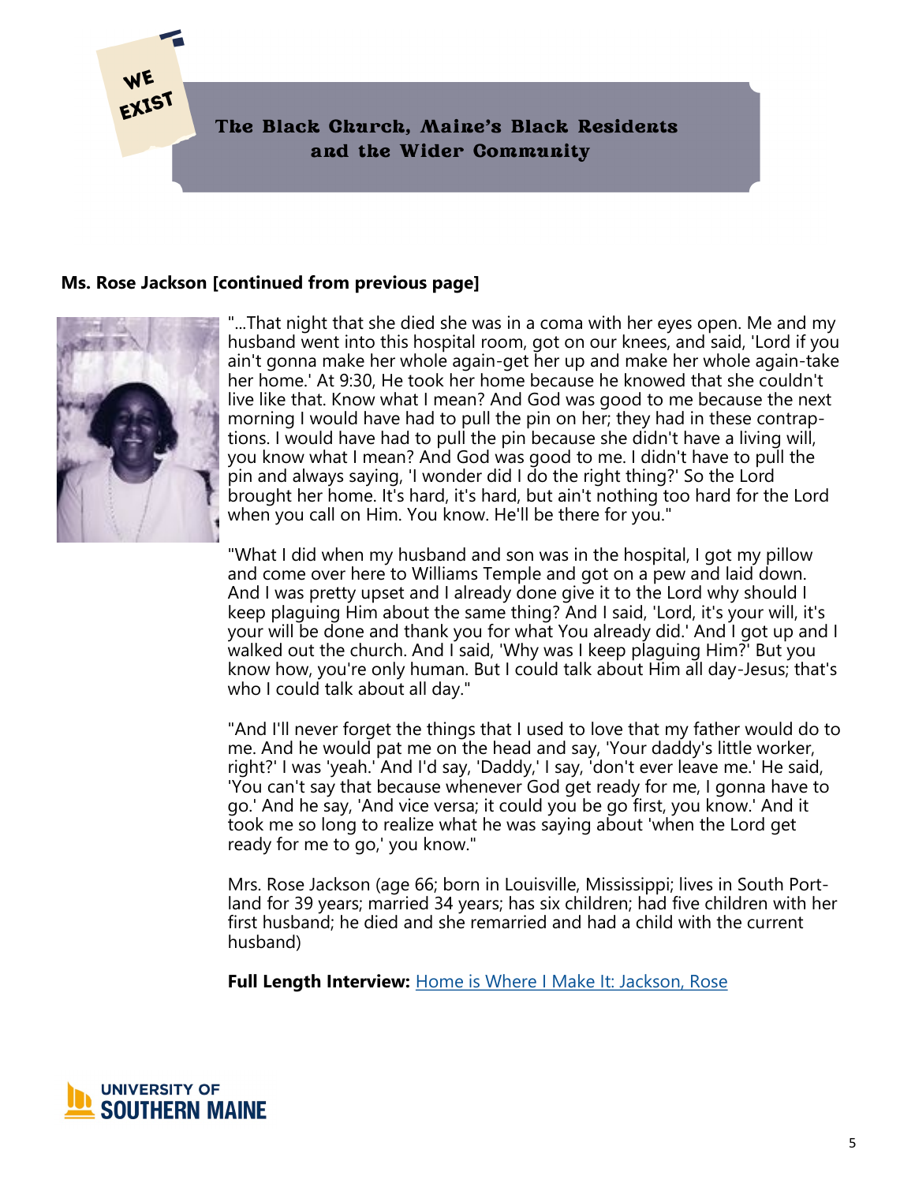**Ms. Rose Jackson [continued from previous page]**

"...That night that she died she was in a coma with her eyes open. Me and my husband went into this hospital room, got on our knees, and said, 'Lord if you ain't gonna make her whole again-get her up and make her whole again-take her home.' At 9:30, He took her home because he knowed that she couldn't live like that. Know what I mean? And God was good to me because the next morning I would have had to pull the pin on her; they had in these contraptions. I would have had to pull the pin because she didn't have a living will, you know what I mean? And God was good to me. I didn't have to pull the pin and always saying, 'I wonder did I do the right thing?' So the Lord brought her home. It's hard, it's hard, but ain't nothing too hard for the Lord when you call on Him. You know. He'll be there for you."

"What I did when my husband and son was in the hospital, I got my pillow and come over here to Williams Temple and got on a pew and laid down. And I was pretty upset and I already done give it to the Lord why should I keep plaguing Him about the same thing? And I said, 'Lord, it's your will, it's your will be done and thank you for what You already did.' And I got up and I walked out the church. And I said, 'Why was I keep plaguing Him?' But you know how, you're only human. But I could talk about Him all day-Jesus; that's who I could talk about all day."

"And I'll never forget the things that I used to love that my father would do to me. And he would pat me on the head and say, 'Your daddy's little worker, right?' I was 'yeah.' And I'd say, 'Daddy,' I say, 'don't ever leave me.' He said, 'You can't say that because whenever God get ready for me, I gonna have to go.' And he say, 'And vice versa; it could you be go first, you know.' And it took me so long to realize what he was saying about 'when the Lord get ready for me to go,' you know."

Mrs. Rose Jackson (age 66; born in Louisville, Mississippi; lives in South Portland for 39 years; married 34 years; has six children; had five children with her first husband; he died and she remarried and had a child with the current husband)

**Full Length Interview:** Home is Where I Make It: Jackson, Rose